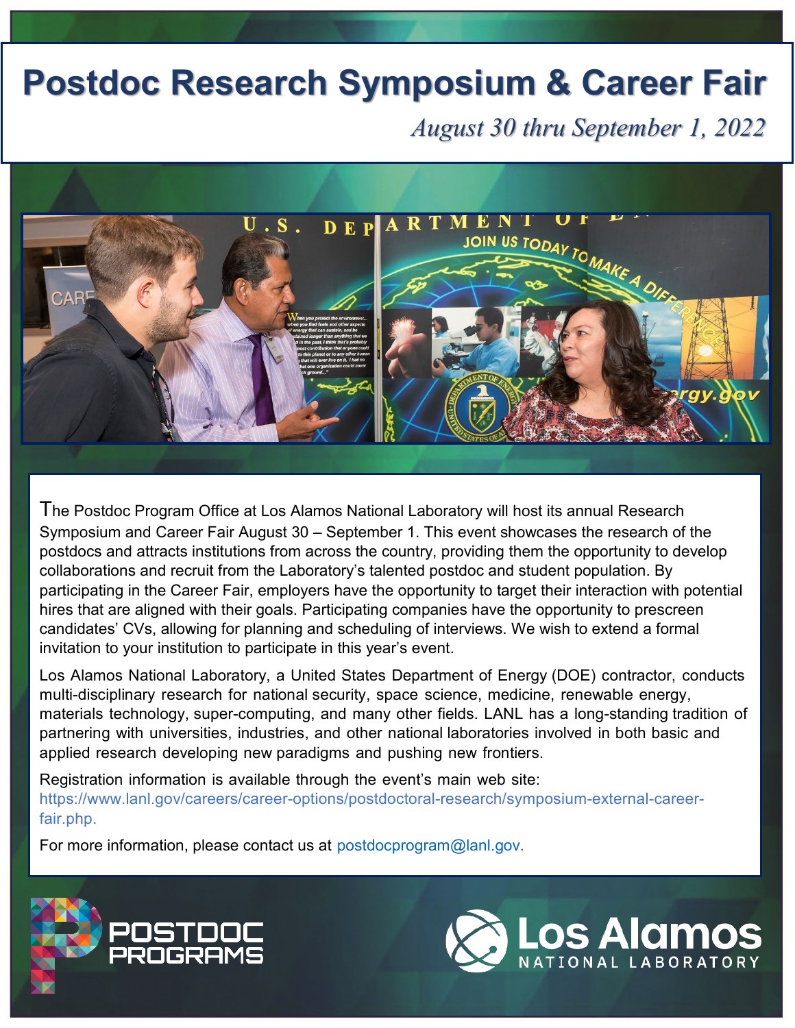# Postdoc Research Symposium & Career Fair

*August 30 thru September 1, 2022*

The Postdoc Program Office at Los Alamos National Laboratory will host its annual Research Symposium and Career Fair August 30 – September 1. This event showcases the research of the postdocs and attracts institutions from across the country, providing them the opportunity to develop collaborations and recruit from the Laboratory's talented postdoc and student population. By participating in the Career Fair, employers have the opportunity to target their interaction with potential hires that are aligned with their goals. Participating companies have the opportunity to prescreen candidates' CVs, allowing for planning and scheduling of interviews. We wish to extend a formal invitation to your institution to participate in this year's event.

Los Alamos National Laboratory, a United States Department of Energy (DOE) contractor, conducts multi-disciplinary research for national security, space science, medicine, renewable energy, materials technology, super-computing, and many other fields. LANL has a long-standing tradition of partnering with universities, industries, and other national laboratories involved in both basic and applied research developing new paradigms and pushing new frontiers.

Registration information is available through the event's main web site: https://www.lanl.gov/careers/career-options/postdoctoral-research/symposium-external-career-fair.php.

For more information, please contact us at postdocprogram@lanl.gov.

POSTDOC PROGRAMS

Los Alamos NATIONAL LABORATORY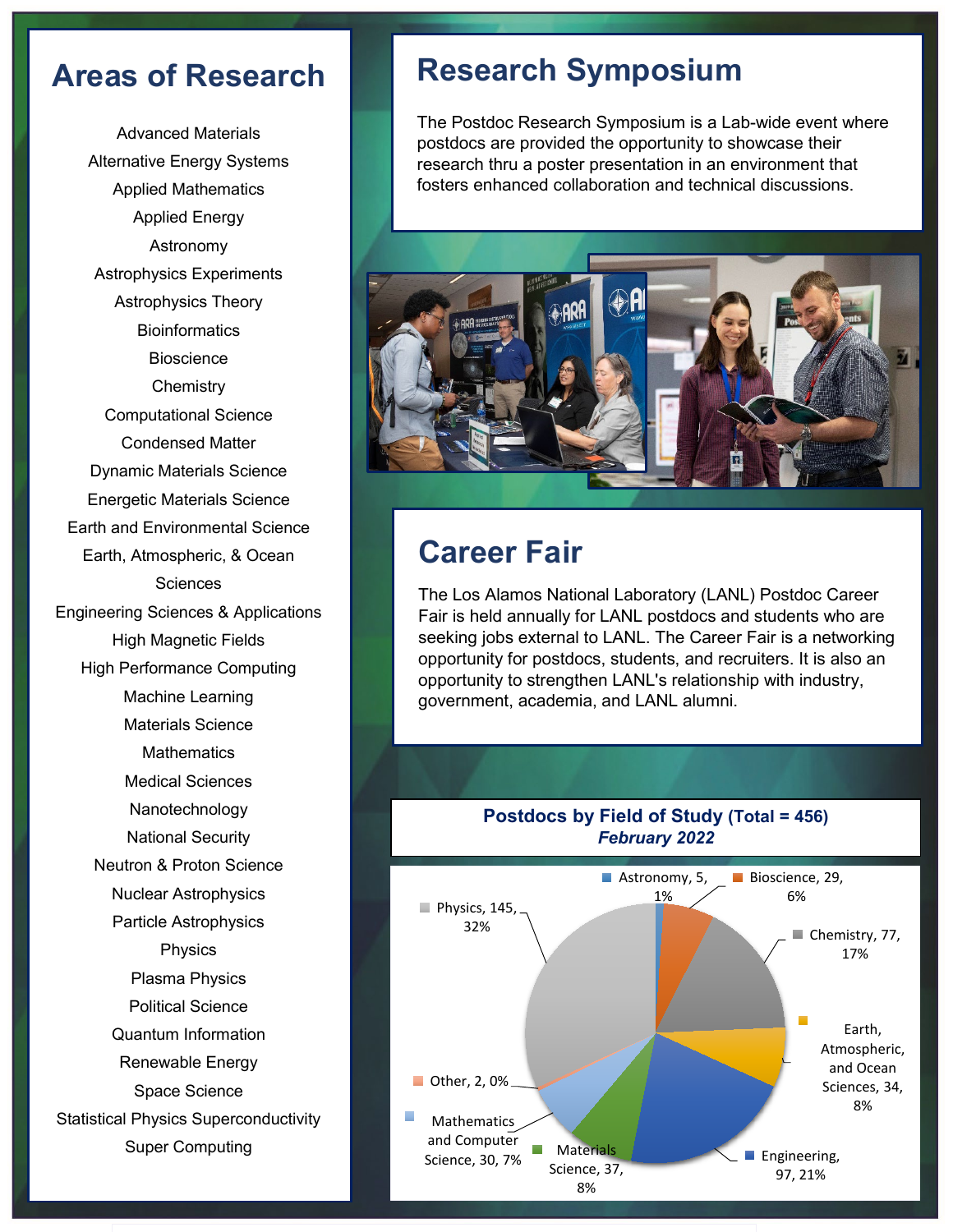## Areas of Research

Advanced Materials
Alternative Energy Systems
Applied Mathematics
Applied Energy
Astronomy
Astrophysics Experiments
Astrophysics Theory
Bioinformatics
Bioscience
Chemistry
Computational Science
Condensed Matter
Dynamic Materials Science
Energetic Materials Science
Earth and Environmental Science
Earth, Atmospheric, & Ocean Sciences
Engineering Sciences & Applications
High Magnetic Fields
High Performance Computing
Machine Learning
Materials Science
Mathematics
Medical Sciences
Nanotechnology
National Security
Neutron & Proton Science
Nuclear Astrophysics
Particle Astrophysics
Physics
Plasma Physics
Political Science
Quantum Information
Renewable Energy
Space Science
Statistical Physics Superconductivity
Super Computing

## Research Symposium

The Postdoc Research Symposium is a Lab-wide event where postdocs are provided the opportunity to showcase their research thru a poster presentation in an environment that fosters enhanced collaboration and technical discussions.

## Career Fair

The Los Alamos National Laboratory (LANL) Postdoc Career Fair is held annually for LANL postdocs and students who are seeking jobs external to LANL. The Career Fair is a networking opportunity for postdocs, students, and recruiters. It is also an opportunity to strengthen LANL's relationship with industry, government, academia, and LANL alumni.

**Postdocs by Field of Study (Total = 456)**
***February 2022***

Astronomy, 5, 1%
Bioscience, 29, 6%
Chemistry, 77, 17%
Earth, Atmospheric, and Ocean Sciences, 34, 8%
Engineering, 97, 21%
Materials Science, 37, 8%
Mathematics and Computer Science, 30, 7%
Other, 2, 0%
Physics, 145, 32%